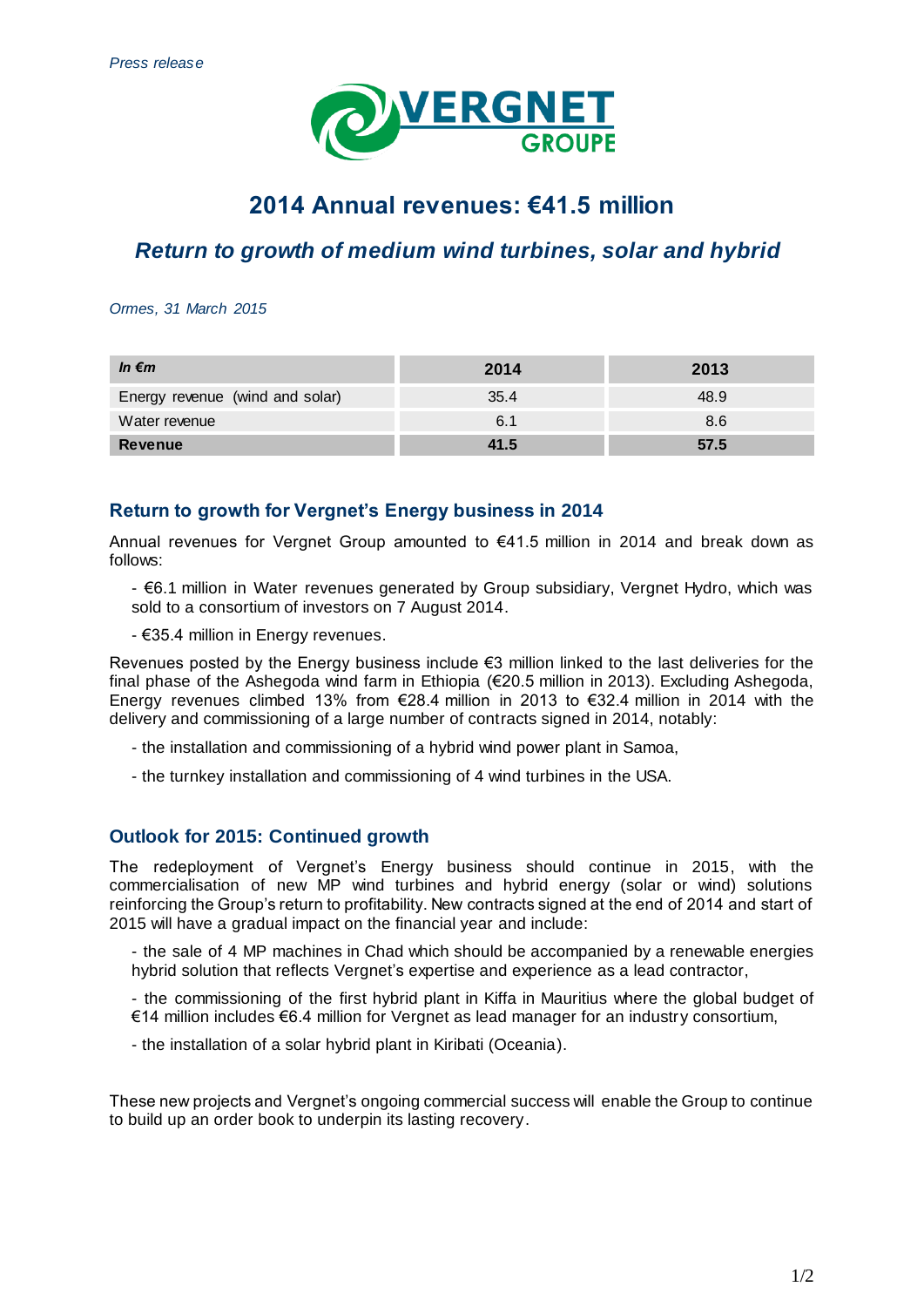*Press release*

# 2014 Annual revenues: €41.5 million

## *Return to growth of medium wind turbines, solar and hybrid*

*Ormes, 31 March 2015*

| *In €m* | 2014 | 2013 |
|---|---|---|
| Energy revenue (wind and solar) | 35.4 | 48.9 |
| Water revenue | 6.1 | 8.6 |
| **Revenue** | **41.5** | **57.5** |

### Return to growth for Vergnet's Energy business in 2014

Annual revenues for Vergnet Group amounted to €41.5 million in 2014 and break down as follows:

- €6.1 million in Water revenues generated by Group subsidiary, Vergnet Hydro, which was sold to a consortium of investors on 7 August 2014.
- €35.4 million in Energy revenues.

Revenues posted by the Energy business include €3 million linked to the last deliveries for the final phase of the Ashegoda wind farm in Ethiopia (€20.5 million in 2013). Excluding Ashegoda, Energy revenues climbed 13% from €28.4 million in 2013 to €32.4 million in 2014 with the delivery and commissioning of a large number of contracts signed in 2014, notably:

- the installation and commissioning of a hybrid wind power plant in Samoa,
- the turnkey installation and commissioning of 4 wind turbines in the USA.

### Outlook for 2015: Continued growth

The redeployment of Vergnet's Energy business should continue in 2015, with the commercialisation of new MP wind turbines and hybrid energy (solar or wind) solutions reinforcing the Group's return to profitability. New contracts signed at the end of 2014 and start of 2015 will have a gradual impact on the financial year and include:

- the sale of 4 MP machines in Chad which should be accompanied by a renewable energies hybrid solution that reflects Vergnet's expertise and experience as a lead contractor,
- the commissioning of the first hybrid plant in Kiffa in Mauritius where the global budget of €14 million includes €6.4 million for Vergnet as lead manager for an industry consortium,
- the installation of a solar hybrid plant in Kiribati (Oceania).

These new projects and Vergnet's ongoing commercial success will enable the Group to continue to build up an order book to underpin its lasting recovery.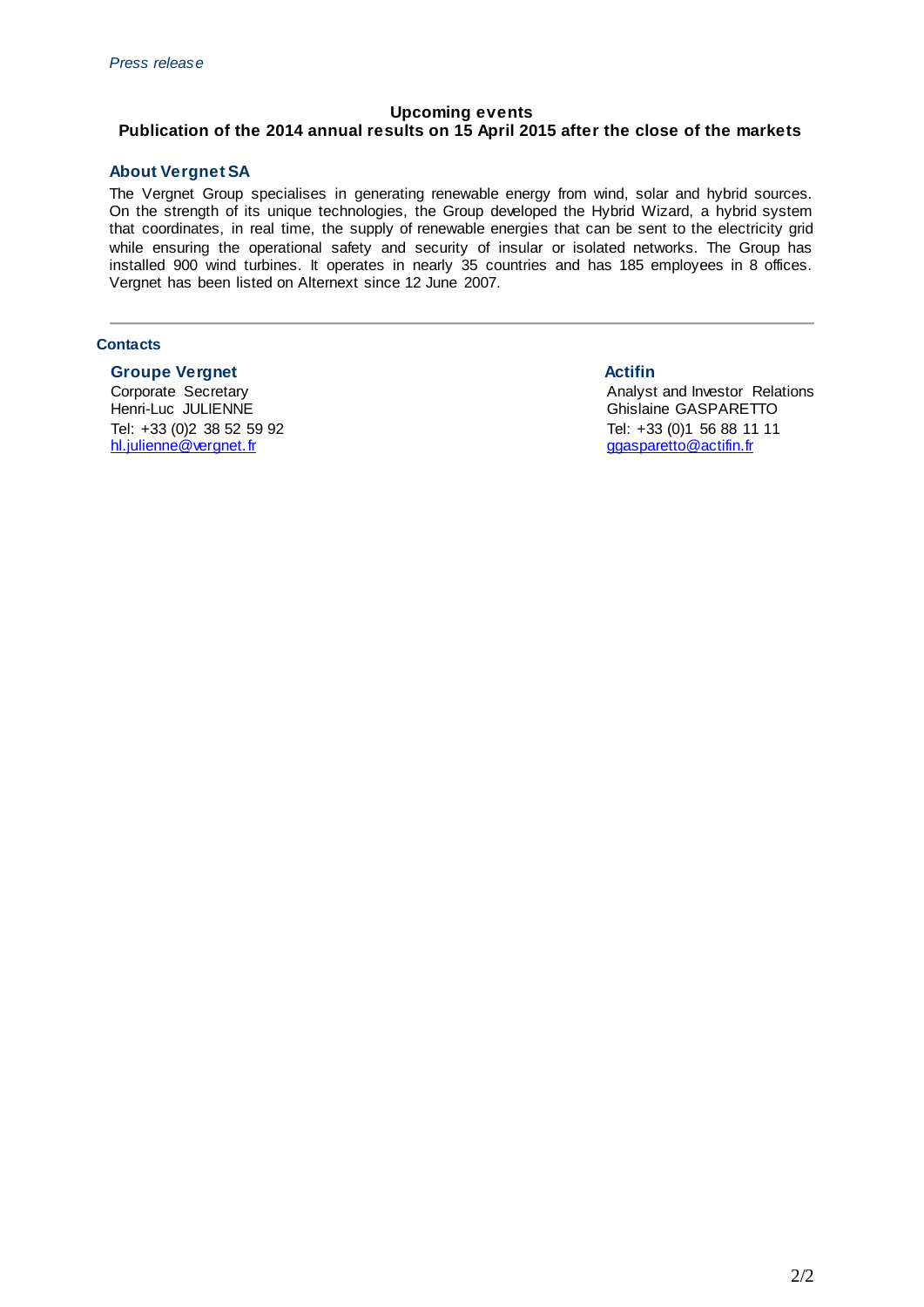*Press release*

**Upcoming events**
**Publication of the 2014 annual results on 15 April 2015 after the close of the markets**

## About Vergnet SA

The Vergnet Group specialises in generating renewable energy from wind, solar and hybrid sources. On the strength of its unique technologies, the Group developed the Hybrid Wizard, a hybrid system that coordinates, in real time, the supply of renewable energies that can be sent to the electricity grid while ensuring the operational safety and security of insular or isolated networks. The Group has installed 900 wind turbines. It operates in nearly 35 countries and has 185 employees in 8 offices. Vergnet has been listed on Alternext since 12 June 2007.

---

**Contacts**

**Groupe Vergnet**
Corporate Secretary
Henri-Luc JULIENNE
Tel: +33 (0)2 38 52 59 92
hl.julienne@vergnet.fr

**Actifin**
Analyst and Investor Relations
Ghislaine GASPARETTO
Tel: +33 (0)1 56 88 11 11
ggasparetto@actifin.fr